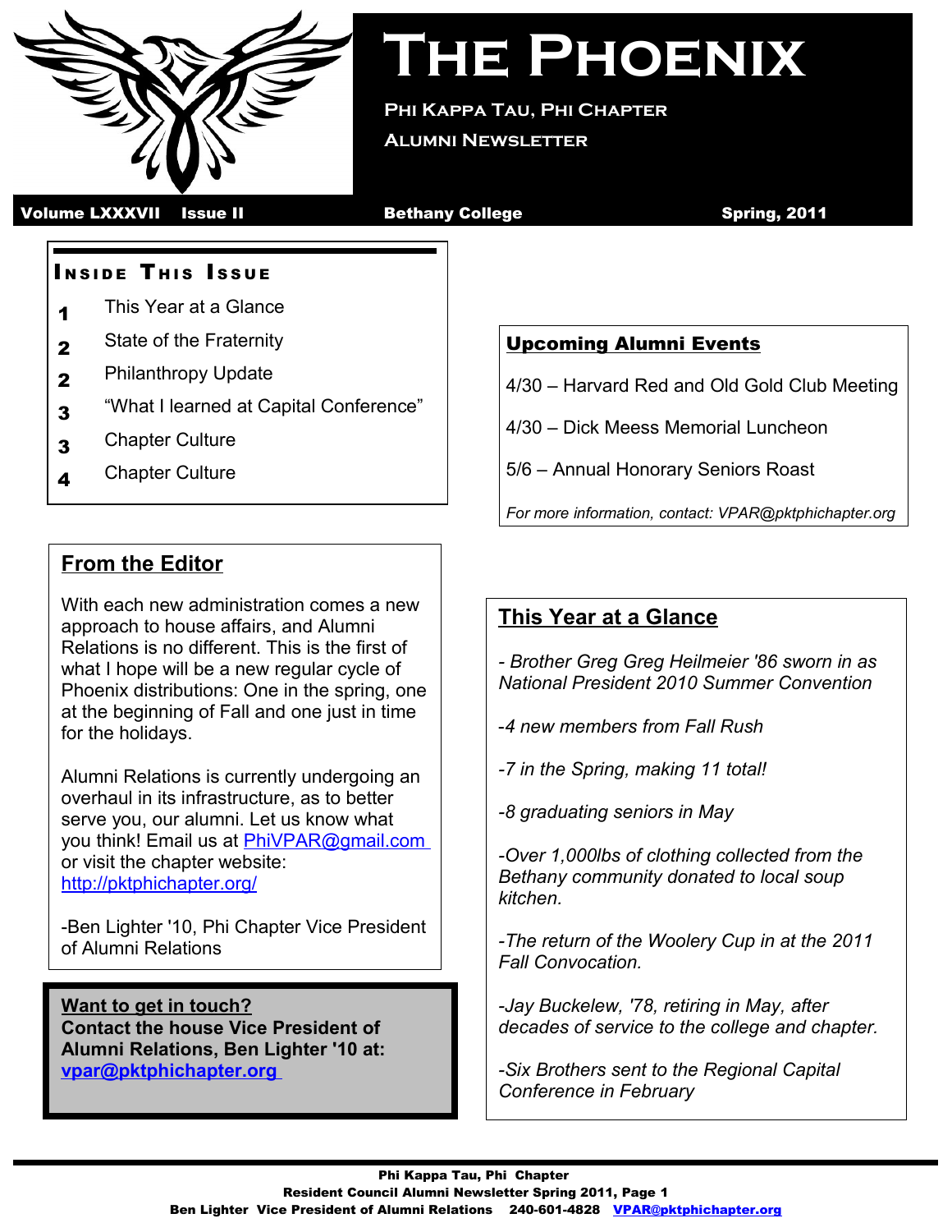# The Phoenix

**Phi Kappa Tau, Phi Chapter**

**Alumni Newsletter**

**Volume LXXXVII Issue II** **Bethany College** **Spring, 2011**

## Inside This Issue

| | |
|---|---|
| **1** | This Year at a Glance |
| **2** | State of the Fraternity |
| **2** | Philanthropy Update |
| **3** | "What I learned at Capital Conference" |
| **3** | Chapter Culture |
| **4** | Chapter Culture |

## From the Editor

With each new administration comes a new approach to house affairs, and Alumni Relations is no different. This is the first of what I hope will be a new regular cycle of Phoenix distributions: One in the spring, one at the beginning of Fall and one just in time for the holidays.

Alumni Relations is currently undergoing an overhaul in its infrastructure, as to better serve you, our alumni. Let us know what you think! Email us at PhiVPAR@gmail.com or visit the chapter website: http://pktphichapter.org/

-Ben Lighter '10, Phi Chapter Vice President of Alumni Relations

**Want to get in touch?**
**Contact the house Vice President of Alumni Relations, Ben Lighter '10 at: vpar@pktphichapter.org**

## Upcoming Alumni Events

4/30 – Harvard Red and Old Gold Club Meeting

4/30 – Dick Meess Memorial Luncheon

5/6 – Annual Honorary Seniors Roast

*For more information, contact: VPAR@pktphichapter.org*

## This Year at a Glance

*- Brother Greg Greg Heilmeier '86 sworn in as National President 2010 Summer Convention*

*-4 new members from Fall Rush*

*-7 in the Spring, making 11 total!*

*-8 graduating seniors in May*

*-Over 1,000lbs of clothing collected from the Bethany community donated to local soup kitchen.*

*-The return of the Woolery Cup in at the 2011 Fall Convocation.*

*-Jay Buckelew, '78, retiring in May, after decades of service to the college and chapter.*

*-Six Brothers sent to the Regional Capital Conference in February*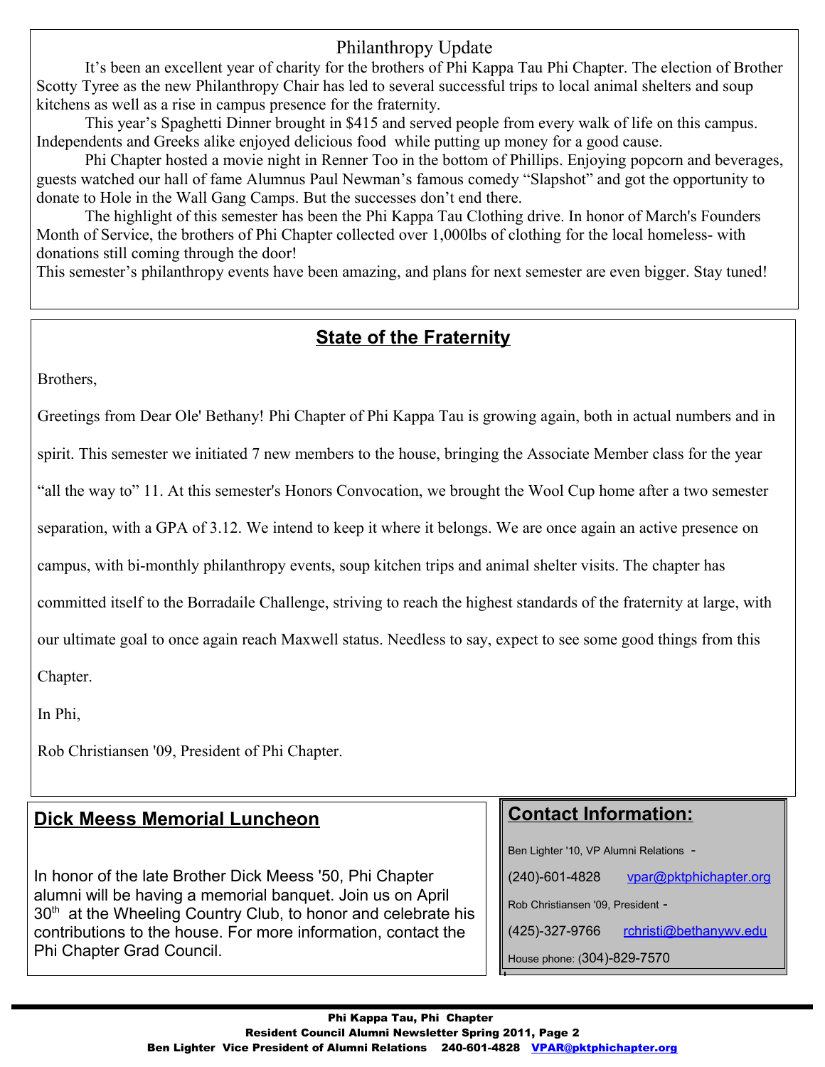## Philanthropy Update

It's been an excellent year of charity for the brothers of Phi Kappa Tau Phi Chapter. The election of Brother Scotty Tyree as the new Philanthropy Chair has led to several successful trips to local animal shelters and soup kitchens as well as a rise in campus presence for the fraternity.

This year's Spaghetti Dinner brought in $415 and served people from every walk of life on this campus. Independents and Greeks alike enjoyed delicious food while putting up money for a good cause.

Phi Chapter hosted a movie night in Renner Too in the bottom of Phillips. Enjoying popcorn and beverages, guests watched our hall of fame Alumnus Paul Newman's famous comedy "Slapshot" and got the opportunity to donate to Hole in the Wall Gang Camps. But the successes don't end there.

The highlight of this semester has been the Phi Kappa Tau Clothing drive. In honor of March's Founders Month of Service, the brothers of Phi Chapter collected over 1,000lbs of clothing for the local homeless- with donations still coming through the door!

This semester's philanthropy events have been amazing, and plans for next semester are even bigger. Stay tuned!

## State of the Fraternity

Brothers,

Greetings from Dear Ole' Bethany! Phi Chapter of Phi Kappa Tau is growing again, both in actual numbers and in spirit. This semester we initiated 7 new members to the house, bringing the Associate Member class for the year "all the way to" 11. At this semester's Honors Convocation, we brought the Wool Cup home after a two semester separation, with a GPA of 3.12. We intend to keep it where it belongs. We are once again an active presence on campus, with bi-monthly philanthropy events, soup kitchen trips and animal shelter visits. The chapter has committed itself to the Borradaile Challenge, striving to reach the highest standards of the fraternity at large, with our ultimate goal to once again reach Maxwell status. Needless to say, expect to see some good things from this Chapter.

In Phi,

Rob Christiansen '09, President of Phi Chapter.

## Dick Meess Memorial Luncheon

In honor of the late Brother Dick Meess '50, Phi Chapter alumni will be having a memorial banquet. Join us on April 30th at the Wheeling Country Club, to honor and celebrate his contributions to the house. For more information, contact the Phi Chapter Grad Council.

## Contact Information:

Ben Lighter '10, VP Alumni Relations -

(240)-601-4828 vpar@pktphichapter.org

Rob Christiansen '09, President -

(425)-327-9766 rchristi@bethanywv.edu

House phone: (304)-829-7570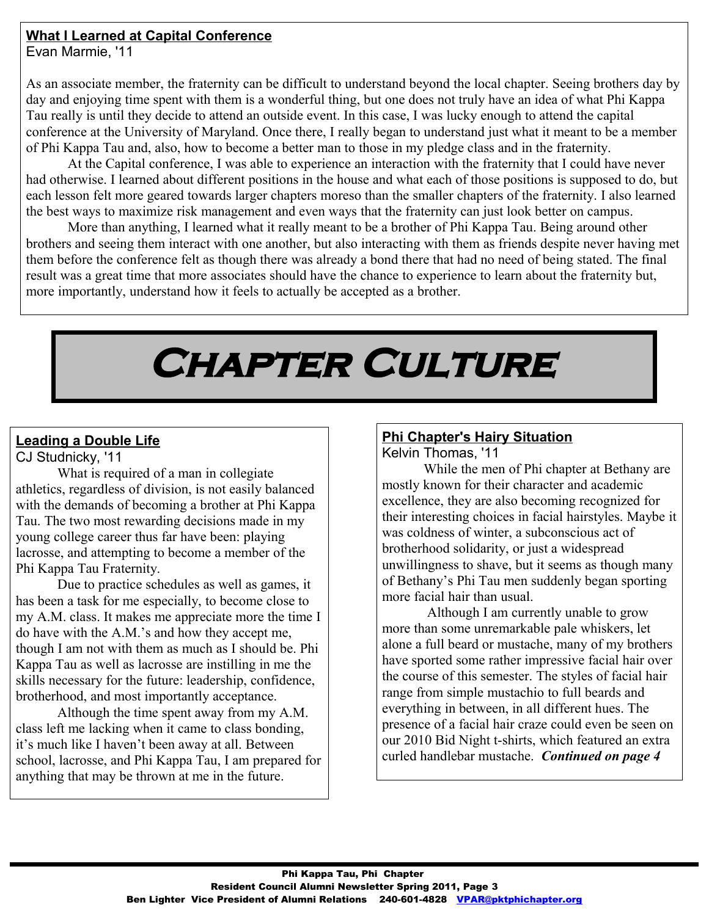## What I Learned at Capital Conference

Evan Marmie, '11

As an associate member, the fraternity can be difficult to understand beyond the local chapter. Seeing brothers day by day and enjoying time spent with them is a wonderful thing, but one does not truly have an idea of what Phi Kappa Tau really is until they decide to attend an outside event. In this case, I was lucky enough to attend the capital conference at the University of Maryland. Once there, I really began to understand just what it meant to be a member of Phi Kappa Tau and, also, how to become a better man to those in my pledge class and in the fraternity.

At the Capital conference, I was able to experience an interaction with the fraternity that I could have never had otherwise. I learned about different positions in the house and what each of those positions is supposed to do, but each lesson felt more geared towards larger chapters moreso than the smaller chapters of the fraternity. I also learned the best ways to maximize risk management and even ways that the fraternity can just look better on campus.

More than anything, I learned what it really meant to be a brother of Phi Kappa Tau. Being around other brothers and seeing them interact with one another, but also interacting with them as friends despite never having met them before the conference felt as though there was already a bond there that had no need of being stated. The final result was a great time that more associates should have the chance to experience to learn about the fraternity but, more importantly, understand how it feels to actually be accepted as a brother.

# Chapter Culture

## Leading a Double Life

CJ Studnicky, '11

What is required of a man in collegiate athletics, regardless of division, is not easily balanced with the demands of becoming a brother at Phi Kappa Tau. The two most rewarding decisions made in my young college career thus far have been: playing lacrosse, and attempting to become a member of the Phi Kappa Tau Fraternity.

Due to practice schedules as well as games, it has been a task for me especially, to become close to my A.M. class. It makes me appreciate more the time I do have with the A.M.'s and how they accept me, though I am not with them as much as I should be. Phi Kappa Tau as well as lacrosse are instilling in me the skills necessary for the future: leadership, confidence, brotherhood, and most importantly acceptance.

Although the time spent away from my A.M. class left me lacking when it came to class bonding, it's much like I haven't been away at all. Between school, lacrosse, and Phi Kappa Tau, I am prepared for anything that may be thrown at me in the future.

## Phi Chapter's Hairy Situation

Kelvin Thomas, '11

While the men of Phi chapter at Bethany are mostly known for their character and academic excellence, they are also becoming recognized for their interesting choices in facial hairstyles. Maybe it was coldness of winter, a subconscious act of brotherhood solidarity, or just a widespread unwillingness to shave, but it seems as though many of Bethany's Phi Tau men suddenly began sporting more facial hair than usual.

Although I am currently unable to grow more than some unremarkable pale whiskers, let alone a full beard or mustache, many of my brothers have sported some rather impressive facial hair over the course of this semester. The styles of facial hair range from simple mustachio to full beards and everything in between, in all different hues. The presence of a facial hair craze could even be seen on our 2010 Bid Night t-shirts, which featured an extra curled handlebar mustache. ***Continued on page 4***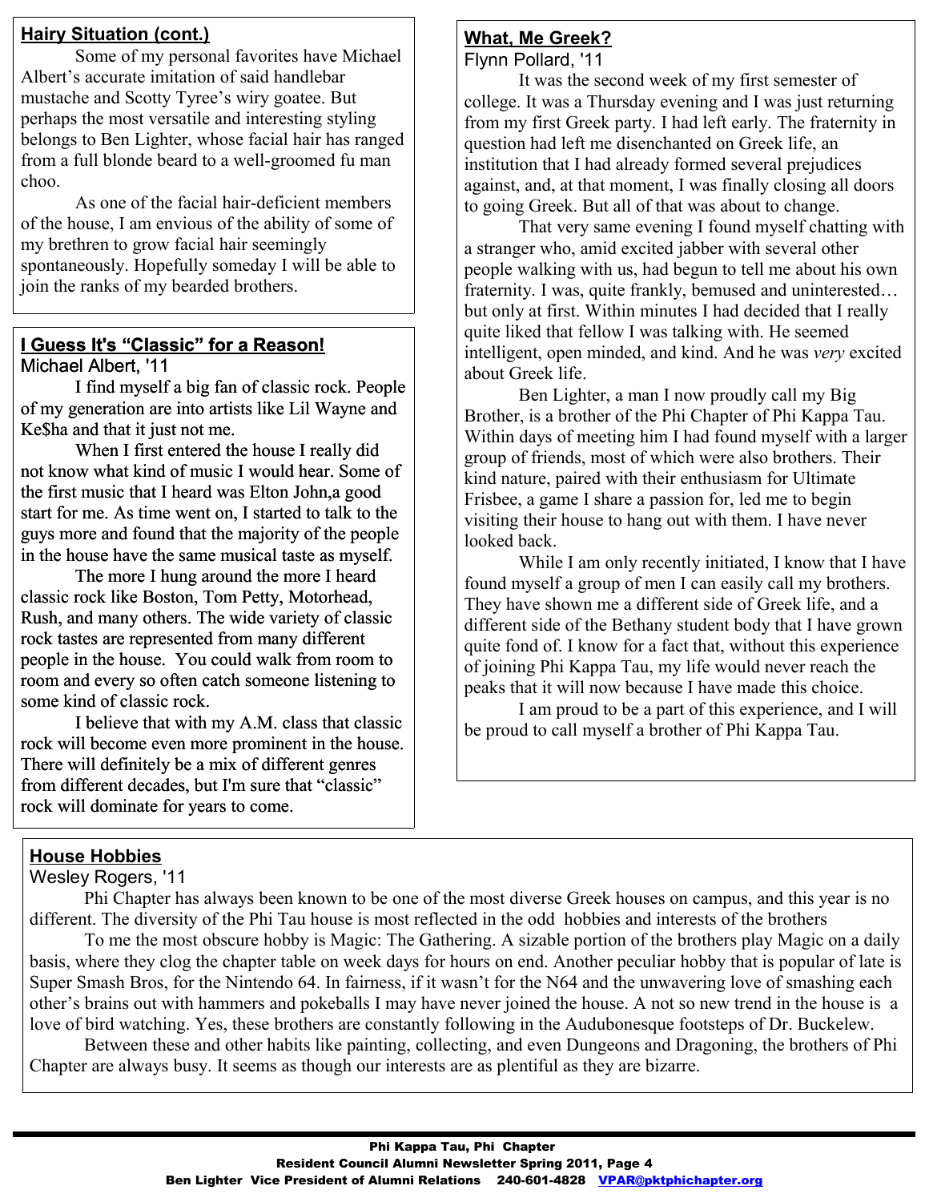## Hairy Situation (cont.)

Some of my personal favorites have Michael Albert's accurate imitation of said handlebar mustache and Scotty Tyree's wiry goatee. But perhaps the most versatile and interesting styling belongs to Ben Lighter, whose facial hair has ranged from a full blonde beard to a well-groomed fu man choo.

As one of the facial hair-deficient members of the house, I am envious of the ability of some of my brethren to grow facial hair seemingly spontaneously. Hopefully someday I will be able to join the ranks of my bearded brothers.

## I Guess It's "Classic" for a Reason!

Michael Albert, '11

I find myself a big fan of classic rock. People of my generation are into artists like Lil Wayne and Ke$ha and that it just not me.

When I first entered the house I really did not know what kind of music I would hear. Some of the first music that I heard was Elton John,a good start for me. As time went on, I started to talk to the guys more and found that the majority of the people in the house have the same musical taste as myself.

The more I hung around the more I heard classic rock like Boston, Tom Petty, Motorhead, Rush, and many others. The wide variety of classic rock tastes are represented from many different people in the house. You could walk from room to room and every so often catch someone listening to some kind of classic rock.

I believe that with my A.M. class that classic rock will become even more prominent in the house. There will definitely be a mix of different genres from different decades, but I'm sure that "classic" rock will dominate for years to come.

## What, Me Greek?

Flynn Pollard, '11

It was the second week of my first semester of college. It was a Thursday evening and I was just returning from my first Greek party. I had left early. The fraternity in question had left me disenchanted on Greek life, an institution that I had already formed several prejudices against, and, at that moment, I was finally closing all doors to going Greek. But all of that was about to change.

That very same evening I found myself chatting with a stranger who, amid excited jabber with several other people walking with us, had begun to tell me about his own fraternity. I was, quite frankly, bemused and uninterested… but only at first. Within minutes I had decided that I really quite liked that fellow I was talking with. He seemed intelligent, open minded, and kind. And he was *very* excited about Greek life.

Ben Lighter, a man I now proudly call my Big Brother, is a brother of the Phi Chapter of Phi Kappa Tau. Within days of meeting him I had found myself with a larger group of friends, most of which were also brothers. Their kind nature, paired with their enthusiasm for Ultimate Frisbee, a game I share a passion for, led me to begin visiting their house to hang out with them. I have never looked back.

While I am only recently initiated, I know that I have found myself a group of men I can easily call my brothers. They have shown me a different side of Greek life, and a different side of the Bethany student body that I have grown quite fond of. I know for a fact that, without this experience of joining Phi Kappa Tau, my life would never reach the peaks that it will now because I have made this choice.

I am proud to be a part of this experience, and I will be proud to call myself a brother of Phi Kappa Tau.

## House Hobbies

Wesley Rogers, '11

Phi Chapter has always been known to be one of the most diverse Greek houses on campus, and this year is no different. The diversity of the Phi Tau house is most reflected in the odd hobbies and interests of the brothers

To me the most obscure hobby is Magic: The Gathering. A sizable portion of the brothers play Magic on a daily basis, where they clog the chapter table on week days for hours on end. Another peculiar hobby that is popular of late is Super Smash Bros, for the Nintendo 64. In fairness, if it wasn't for the N64 and the unwavering love of smashing each other's brains out with hammers and pokeballs I may have never joined the house. A not so new trend in the house is a love of bird watching. Yes, these brothers are constantly following in the Audubonesque footsteps of Dr. Buckelew.

Between these and other habits like painting, collecting, and even Dungeons and Dragoning, the brothers of Phi Chapter are always busy. It seems as though our interests are as plentiful as they are bizarre.